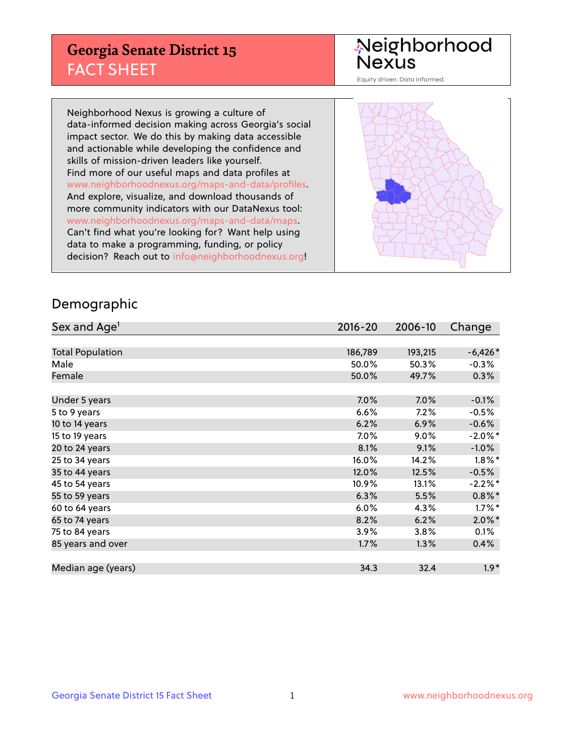# Georgia Senate District 15
## FACT SHEET

Neighborhood Nexus
Equity driven. Data informed.

Neighborhood Nexus is growing a culture of data-informed decision making across Georgia's social impact sector. We do this by making data accessible and actionable while developing the confidence and skills of mission-driven leaders like yourself. Find more of our useful maps and data profiles at www.neighborhoodnexus.org/maps-and-data/profiles. And explore, visualize, and download thousands of more community indicators with our DataNexus tool: www.neighborhoodnexus.org/maps-and-data/maps. Can't find what you're looking for? Want help using data to make a programming, funding, or policy decision? Reach out to info@neighborhoodnexus.org!

## Demographic

| Sex and Age[1] | 2016-20 | 2006-10 | Change |
|---|---|---|---|
| Total Population | 186,789 | 193,215 | -6,426* |
| Male | 50.0% | 50.3% | -0.3% |
| Female | 50.0% | 49.7% | 0.3% |
| | | | |
| Under 5 years | 7.0% | 7.0% | -0.1% |
| 5 to 9 years | 6.6% | 7.2% | -0.5% |
| 10 to 14 years | 6.2% | 6.9% | -0.6% |
| 15 to 19 years | 7.0% | 9.0% | -2.0%* |
| 20 to 24 years | 8.1% | 9.1% | -1.0% |
| 25 to 34 years | 16.0% | 14.2% | 1.8%* |
| 35 to 44 years | 12.0% | 12.5% | -0.5% |
| 45 to 54 years | 10.9% | 13.1% | -2.2%* |
| 55 to 59 years | 6.3% | 5.5% | 0.8%* |
| 60 to 64 years | 6.0% | 4.3% | 1.7%* |
| 65 to 74 years | 8.2% | 6.2% | 2.0%* |
| 75 to 84 years | 3.9% | 3.8% | 0.1% |
| 85 years and over | 1.7% | 1.3% | 0.4% |
| | | | |
| Median age (years) | 34.3 | 32.4 | 1.9* |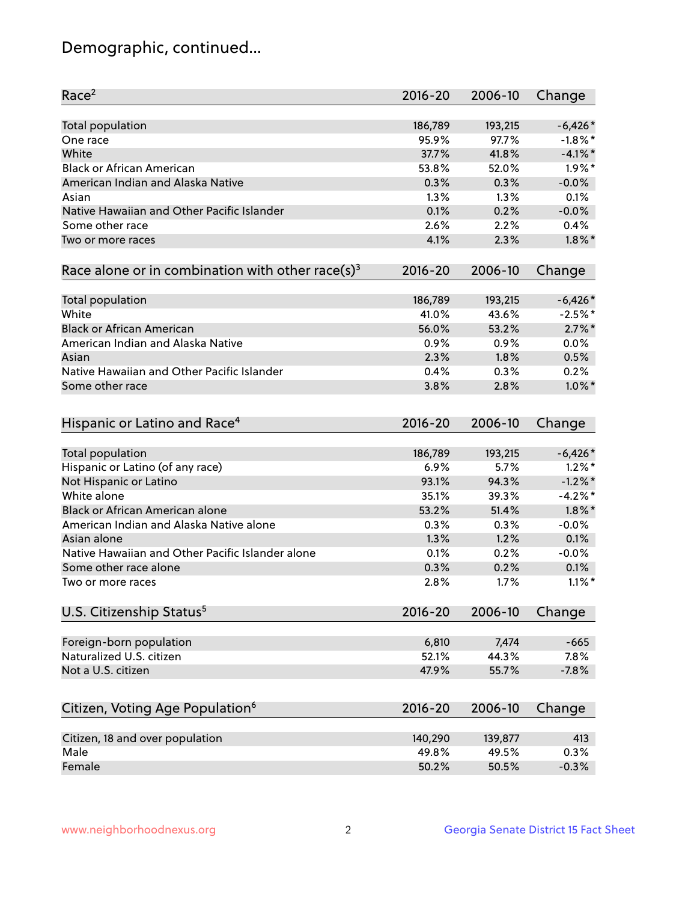## Demographic, continued...

| Race[2] | 2016-20 | 2006-10 | Change |
|---|---|---|---|
| Total population | 186,789 | 193,215 | -6,426* |
| One race | 95.9% | 97.7% | -1.8%* |
| White | 37.7% | 41.8% | -4.1%* |
| Black or African American | 53.8% | 52.0% | 1.9%* |
| American Indian and Alaska Native | 0.3% | 0.3% | -0.0% |
| Asian | 1.3% | 1.3% | 0.1% |
| Native Hawaiian and Other Pacific Islander | 0.1% | 0.2% | -0.0% |
| Some other race | 2.6% | 2.2% | 0.4% |
| Two or more races | 4.1% | 2.3% | 1.8%* |

| Race alone or in combination with other race(s)[3] | 2016-20 | 2006-10 | Change |
|---|---|---|---|
| Total population | 186,789 | 193,215 | -6,426* |
| White | 41.0% | 43.6% | -2.5%* |
| Black or African American | 56.0% | 53.2% | 2.7%* |
| American Indian and Alaska Native | 0.9% | 0.9% | 0.0% |
| Asian | 2.3% | 1.8% | 0.5% |
| Native Hawaiian and Other Pacific Islander | 0.4% | 0.3% | 0.2% |
| Some other race | 3.8% | 2.8% | 1.0%* |

| Hispanic or Latino and Race[4] | 2016-20 | 2006-10 | Change |
|---|---|---|---|
| Total population | 186,789 | 193,215 | -6,426* |
| Hispanic or Latino (of any race) | 6.9% | 5.7% | 1.2%* |
| Not Hispanic or Latino | 93.1% | 94.3% | -1.2%* |
| White alone | 35.1% | 39.3% | -4.2%* |
| Black or African American alone | 53.2% | 51.4% | 1.8%* |
| American Indian and Alaska Native alone | 0.3% | 0.3% | -0.0% |
| Asian alone | 1.3% | 1.2% | 0.1% |
| Native Hawaiian and Other Pacific Islander alone | 0.1% | 0.2% | -0.0% |
| Some other race alone | 0.3% | 0.2% | 0.1% |
| Two or more races | 2.8% | 1.7% | 1.1%* |

| U.S. Citizenship Status[5] | 2016-20 | 2006-10 | Change |
|---|---|---|---|
| Foreign-born population | 6,810 | 7,474 | -665 |
| Naturalized U.S. citizen | 52.1% | 44.3% | 7.8% |
| Not a U.S. citizen | 47.9% | 55.7% | -7.8% |

| Citizen, Voting Age Population[6] | 2016-20 | 2006-10 | Change |
|---|---|---|---|
| Citizen, 18 and over population | 140,290 | 139,877 | 413 |
| Male | 49.8% | 49.5% | 0.3% |
| Female | 50.2% | 50.5% | -0.3% |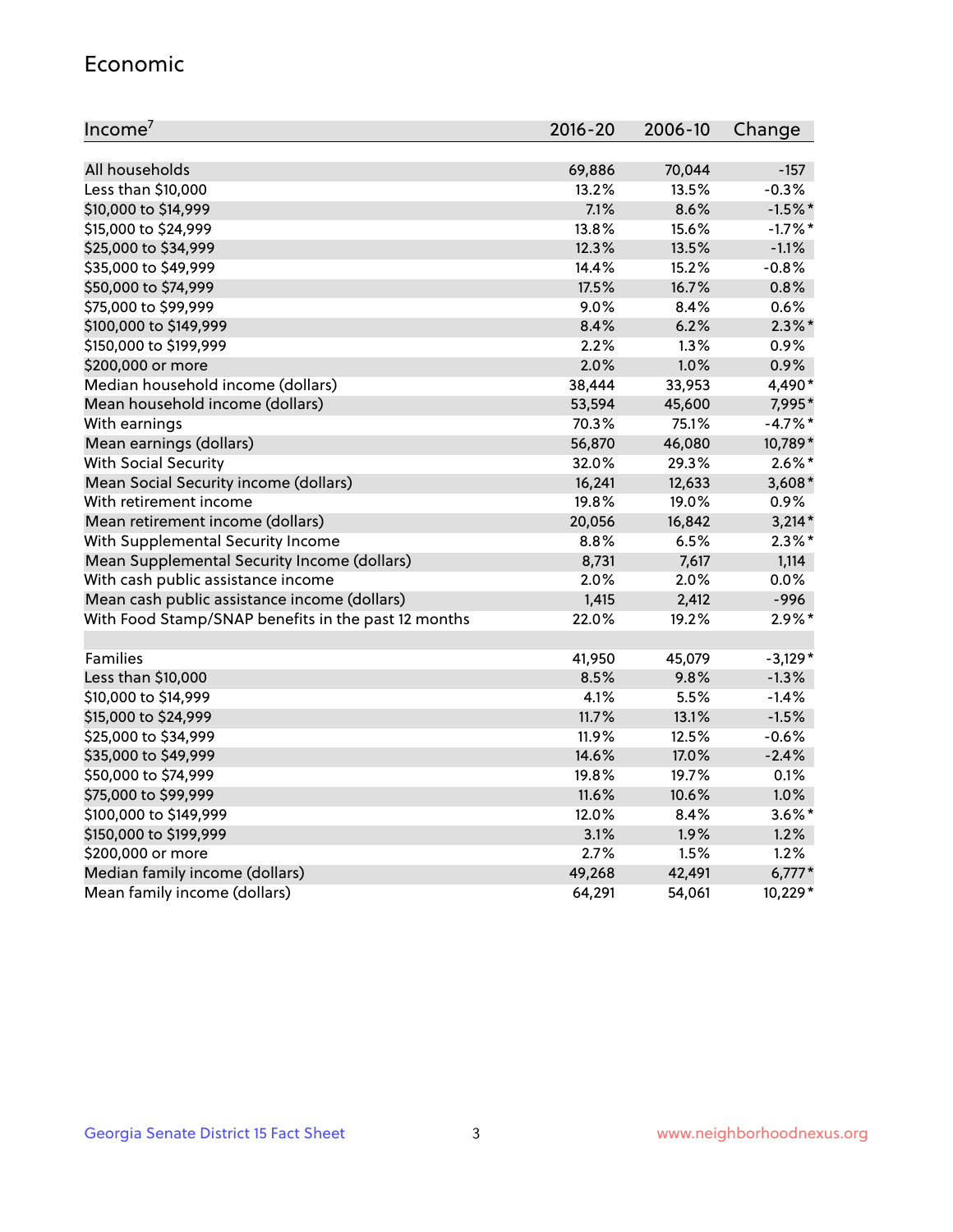## Economic

| Income[7] | 2016-20 | 2006-10 | Change |
|---|---|---|---|
| All households | 69,886 | 70,044 | -157 |
| Less than $10,000 | 13.2% | 13.5% | -0.3% |
| $10,000 to $14,999 | 7.1% | 8.6% | -1.5%* |
| $15,000 to $24,999 | 13.8% | 15.6% | -1.7%* |
| $25,000 to $34,999 | 12.3% | 13.5% | -1.1% |
| $35,000 to $49,999 | 14.4% | 15.2% | -0.8% |
| $50,000 to $74,999 | 17.5% | 16.7% | 0.8% |
| $75,000 to $99,999 | 9.0% | 8.4% | 0.6% |
| $100,000 to $149,999 | 8.4% | 6.2% | 2.3%* |
| $150,000 to $199,999 | 2.2% | 1.3% | 0.9% |
| $200,000 or more | 2.0% | 1.0% | 0.9% |
| Median household income (dollars) | 38,444 | 33,953 | 4,490* |
| Mean household income (dollars) | 53,594 | 45,600 | 7,995* |
| With earnings | 70.3% | 75.1% | -4.7%* |
| Mean earnings (dollars) | 56,870 | 46,080 | 10,789* |
| With Social Security | 32.0% | 29.3% | 2.6%* |
| Mean Social Security income (dollars) | 16,241 | 12,633 | 3,608* |
| With retirement income | 19.8% | 19.0% | 0.9% |
| Mean retirement income (dollars) | 20,056 | 16,842 | 3,214* |
| With Supplemental Security Income | 8.8% | 6.5% | 2.3%* |
| Mean Supplemental Security Income (dollars) | 8,731 | 7,617 | 1,114 |
| With cash public assistance income | 2.0% | 2.0% | 0.0% |
| Mean cash public assistance income (dollars) | 1,415 | 2,412 | -996 |
| With Food Stamp/SNAP benefits in the past 12 months | 22.0% | 19.2% | 2.9%* |
| | | | |
| Families | 41,950 | 45,079 | -3,129* |
| Less than $10,000 | 8.5% | 9.8% | -1.3% |
| $10,000 to $14,999 | 4.1% | 5.5% | -1.4% |
| $15,000 to $24,999 | 11.7% | 13.1% | -1.5% |
| $25,000 to $34,999 | 11.9% | 12.5% | -0.6% |
| $35,000 to $49,999 | 14.6% | 17.0% | -2.4% |
| $50,000 to $74,999 | 19.8% | 19.7% | 0.1% |
| $75,000 to $99,999 | 11.6% | 10.6% | 1.0% |
| $100,000 to $149,999 | 12.0% | 8.4% | 3.6%* |
| $150,000 to $199,999 | 3.1% | 1.9% | 1.2% |
| $200,000 or more | 2.7% | 1.5% | 1.2% |
| Median family income (dollars) | 49,268 | 42,491 | 6,777* |
| Mean family income (dollars) | 64,291 | 54,061 | 10,229* |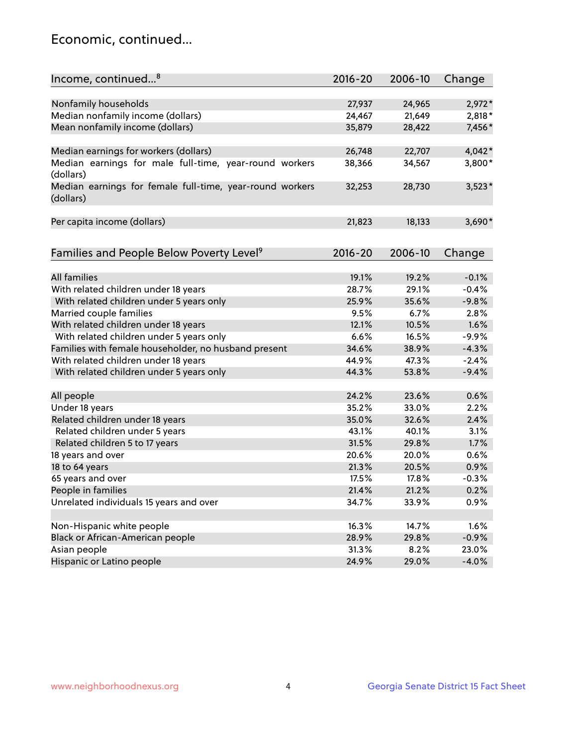## Economic, continued...

| Income, continued...[8] | 2016-20 | 2006-10 | Change |
|---|---|---|---|
| Nonfamily households | 27,937 | 24,965 | 2,972* |
| Median nonfamily income (dollars) | 24,467 | 21,649 | 2,818* |
| Mean nonfamily income (dollars) | 35,879 | 28,422 | 7,456* |
| Median earnings for workers (dollars) | 26,748 | 22,707 | 4,042* |
| Median earnings for male full-time, year-round workers (dollars) | 38,366 | 34,567 | 3,800* |
| Median earnings for female full-time, year-round workers (dollars) | 32,253 | 28,730 | 3,523* |
| Per capita income (dollars) | 21,823 | 18,133 | 3,690* |

| Families and People Below Poverty Level[9] | 2016-20 | 2006-10 | Change |
|---|---|---|---|
| All families | 19.1% | 19.2% | -0.1% |
| With related children under 18 years | 28.7% | 29.1% | -0.4% |
| With related children under 5 years only | 25.9% | 35.6% | -9.8% |
| Married couple families | 9.5% | 6.7% | 2.8% |
| With related children under 18 years | 12.1% | 10.5% | 1.6% |
| With related children under 5 years only | 6.6% | 16.5% | -9.9% |
| Families with female householder, no husband present | 34.6% | 38.9% | -4.3% |
| With related children under 18 years | 44.9% | 47.3% | -2.4% |
| With related children under 5 years only | 44.3% | 53.8% | -9.4% |
| All people | 24.2% | 23.6% | 0.6% |
| Under 18 years | 35.2% | 33.0% | 2.2% |
| Related children under 18 years | 35.0% | 32.6% | 2.4% |
| Related children under 5 years | 43.1% | 40.1% | 3.1% |
| Related children 5 to 17 years | 31.5% | 29.8% | 1.7% |
| 18 years and over | 20.6% | 20.0% | 0.6% |
| 18 to 64 years | 21.3% | 20.5% | 0.9% |
| 65 years and over | 17.5% | 17.8% | -0.3% |
| People in families | 21.4% | 21.2% | 0.2% |
| Unrelated individuals 15 years and over | 34.7% | 33.9% | 0.9% |
| Non-Hispanic white people | 16.3% | 14.7% | 1.6% |
| Black or African-American people | 28.9% | 29.8% | -0.9% |
| Asian people | 31.3% | 8.2% | 23.0% |
| Hispanic or Latino people | 24.9% | 29.0% | -4.0% |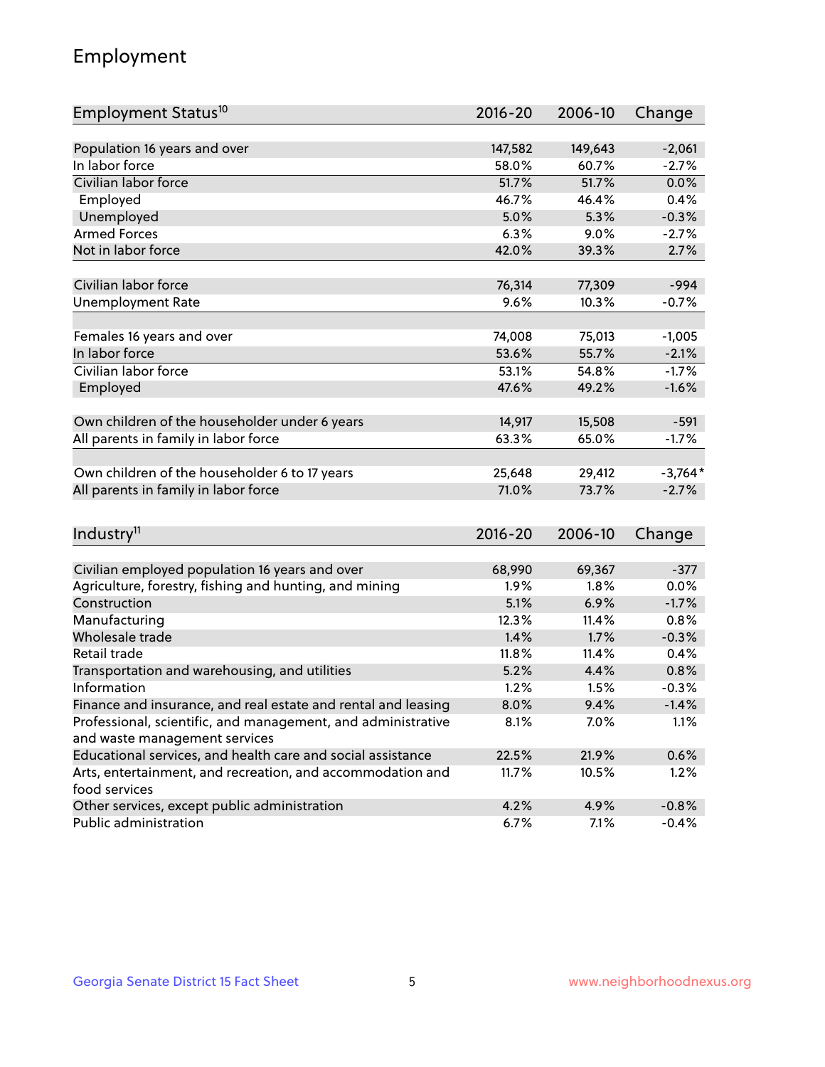# Employment

| Employment Status[10] | 2016-20 | 2006-10 | Change |
|---|---|---|---|
| Population 16 years and over | 147,582 | 149,643 | -2,061 |
| In labor force | 58.0% | 60.7% | -2.7% |
| Civilian labor force | 51.7% | 51.7% | 0.0% |
| Employed | 46.7% | 46.4% | 0.4% |
| Unemployed | 5.0% | 5.3% | -0.3% |
| Armed Forces | 6.3% | 9.0% | -2.7% |
| Not in labor force | 42.0% | 39.3% | 2.7% |
| | | | |
| Civilian labor force | 76,314 | 77,309 | -994 |
| Unemployment Rate | 9.6% | 10.3% | -0.7% |
| | | | |
| Females 16 years and over | 74,008 | 75,013 | -1,005 |
| In labor force | 53.6% | 55.7% | -2.1% |
| Civilian labor force | 53.1% | 54.8% | -1.7% |
| Employed | 47.6% | 49.2% | -1.6% |
| | | | |
| Own children of the householder under 6 years | 14,917 | 15,508 | -591 |
| All parents in family in labor force | 63.3% | 65.0% | -1.7% |
| | | | |
| Own children of the householder 6 to 17 years | 25,648 | 29,412 | -3,764* |
| All parents in family in labor force | 71.0% | 73.7% | -2.7% |

| Industry[11] | 2016-20 | 2006-10 | Change |
|---|---|---|---|
| Civilian employed population 16 years and over | 68,990 | 69,367 | -377 |
| Agriculture, forestry, fishing and hunting, and mining | 1.9% | 1.8% | 0.0% |
| Construction | 5.1% | 6.9% | -1.7% |
| Manufacturing | 12.3% | 11.4% | 0.8% |
| Wholesale trade | 1.4% | 1.7% | -0.3% |
| Retail trade | 11.8% | 11.4% | 0.4% |
| Transportation and warehousing, and utilities | 5.2% | 4.4% | 0.8% |
| Information | 1.2% | 1.5% | -0.3% |
| Finance and insurance, and real estate and rental and leasing | 8.0% | 9.4% | -1.4% |
| Professional, scientific, and management, and administrative and waste management services | 8.1% | 7.0% | 1.1% |
| Educational services, and health care and social assistance | 22.5% | 21.9% | 0.6% |
| Arts, entertainment, and recreation, and accommodation and food services | 11.7% | 10.5% | 1.2% |
| Other services, except public administration | 4.2% | 4.9% | -0.8% |
| Public administration | 6.7% | 7.1% | -0.4% |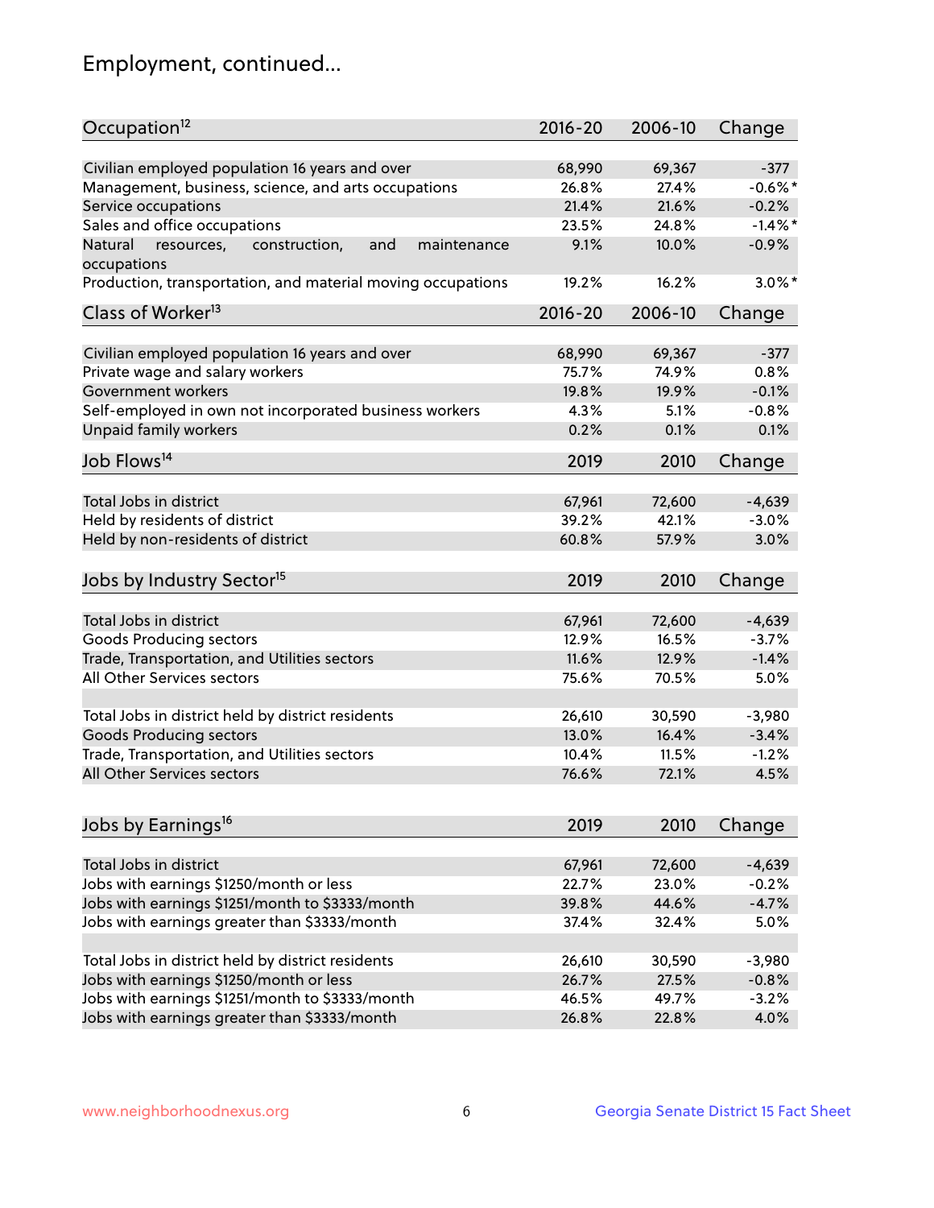## Employment, continued...

| Occupation[12] | 2016-20 | 2006-10 | Change |
|---|---|---|---|
| Civilian employed population 16 years and over | 68,990 | 69,367 | -377 |
| Management, business, science, and arts occupations | 26.8% | 27.4% | -0.6%* |
| Service occupations | 21.4% | 21.6% | -0.2% |
| Sales and office occupations | 23.5% | 24.8% | -1.4%* |
| Natural resources, construction, and maintenance occupations | 9.1% | 10.0% | -0.9% |
| Production, transportation, and material moving occupations | 19.2% | 16.2% | 3.0%* |

| Class of Worker[13] | 2016-20 | 2006-10 | Change |
|---|---|---|---|
| Civilian employed population 16 years and over | 68,990 | 69,367 | -377 |
| Private wage and salary workers | 75.7% | 74.9% | 0.8% |
| Government workers | 19.8% | 19.9% | -0.1% |
| Self-employed in own not incorporated business workers | 4.3% | 5.1% | -0.8% |
| Unpaid family workers | 0.2% | 0.1% | 0.1% |

| Job Flows[14] | 2019 | 2010 | Change |
|---|---|---|---|
| Total Jobs in district | 67,961 | 72,600 | -4,639 |
| Held by residents of district | 39.2% | 42.1% | -3.0% |
| Held by non-residents of district | 60.8% | 57.9% | 3.0% |

| Jobs by Industry Sector[15] | 2019 | 2010 | Change |
|---|---|---|---|
| Total Jobs in district | 67,961 | 72,600 | -4,639 |
| Goods Producing sectors | 12.9% | 16.5% | -3.7% |
| Trade, Transportation, and Utilities sectors | 11.6% | 12.9% | -1.4% |
| All Other Services sectors | 75.6% | 70.5% | 5.0% |
| | | | |
| Total Jobs in district held by district residents | 26,610 | 30,590 | -3,980 |
| Goods Producing sectors | 13.0% | 16.4% | -3.4% |
| Trade, Transportation, and Utilities sectors | 10.4% | 11.5% | -1.2% |
| All Other Services sectors | 76.6% | 72.1% | 4.5% |

| Jobs by Earnings[16] | 2019 | 2010 | Change |
|---|---|---|---|
| Total Jobs in district | 67,961 | 72,600 | -4,639 |
| Jobs with earnings $1250/month or less | 22.7% | 23.0% | -0.2% |
| Jobs with earnings $1251/month to $3333/month | 39.8% | 44.6% | -4.7% |
| Jobs with earnings greater than $3333/month | 37.4% | 32.4% | 5.0% |
| | | | |
| Total Jobs in district held by district residents | 26,610 | 30,590 | -3,980 |
| Jobs with earnings $1250/month or less | 26.7% | 27.5% | -0.8% |
| Jobs with earnings $1251/month to $3333/month | 46.5% | 49.7% | -3.2% |
| Jobs with earnings greater than $3333/month | 26.8% | 22.8% | 4.0% |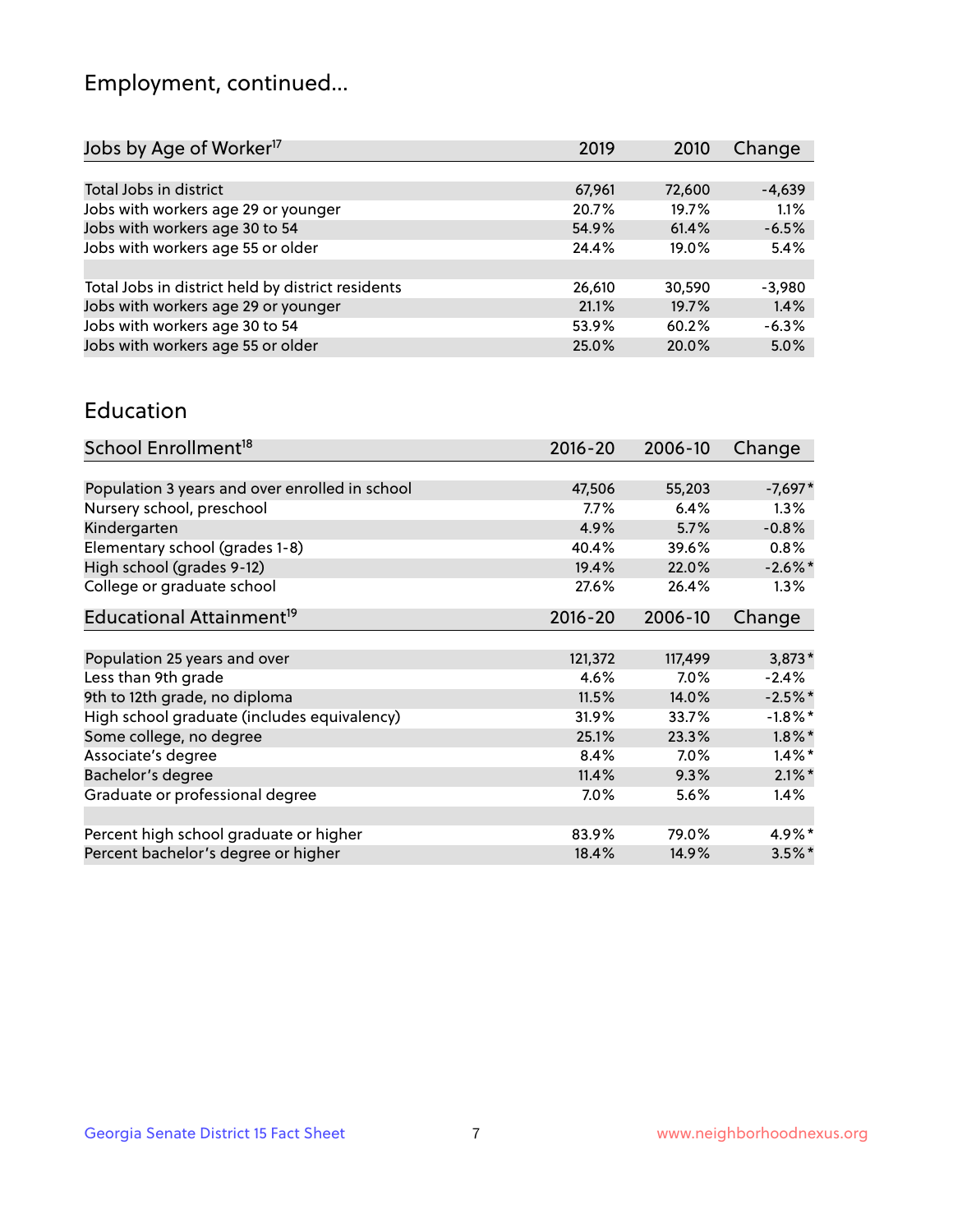# Employment, continued...

| Jobs by Age of Worker[17] | 2019 | 2010 | Change |
|---|---|---|---|
| Total Jobs in district | 67,961 | 72,600 | -4,639 |
| Jobs with workers age 29 or younger | 20.7% | 19.7% | 1.1% |
| Jobs with workers age 30 to 54 | 54.9% | 61.4% | -6.5% |
| Jobs with workers age 55 or older | 24.4% | 19.0% | 5.4% |
| | | | |
| Total Jobs in district held by district residents | 26,610 | 30,590 | -3,980 |
| Jobs with workers age 29 or younger | 21.1% | 19.7% | 1.4% |
| Jobs with workers age 30 to 54 | 53.9% | 60.2% | -6.3% |
| Jobs with workers age 55 or older | 25.0% | 20.0% | 5.0% |

## Education

| School Enrollment[18] | 2016-20 | 2006-10 | Change |
|---|---|---|---|
| Population 3 years and over enrolled in school | 47,506 | 55,203 | -7,697* |
| Nursery school, preschool | 7.7% | 6.4% | 1.3% |
| Kindergarten | 4.9% | 5.7% | -0.8% |
| Elementary school (grades 1-8) | 40.4% | 39.6% | 0.8% |
| High school (grades 9-12) | 19.4% | 22.0% | -2.6%* |
| College or graduate school | 27.6% | 26.4% | 1.3% |

| Educational Attainment[19] | 2016-20 | 2006-10 | Change |
|---|---|---|---|
| Population 25 years and over | 121,372 | 117,499 | 3,873* |
| Less than 9th grade | 4.6% | 7.0% | -2.4% |
| 9th to 12th grade, no diploma | 11.5% | 14.0% | -2.5%* |
| High school graduate (includes equivalency) | 31.9% | 33.7% | -1.8%* |
| Some college, no degree | 25.1% | 23.3% | 1.8%* |
| Associate's degree | 8.4% | 7.0% | 1.4%* |
| Bachelor's degree | 11.4% | 9.3% | 2.1%* |
| Graduate or professional degree | 7.0% | 5.6% | 1.4% |
| | | | |
| Percent high school graduate or higher | 83.9% | 79.0% | 4.9%* |
| Percent bachelor's degree or higher | 18.4% | 14.9% | 3.5%* |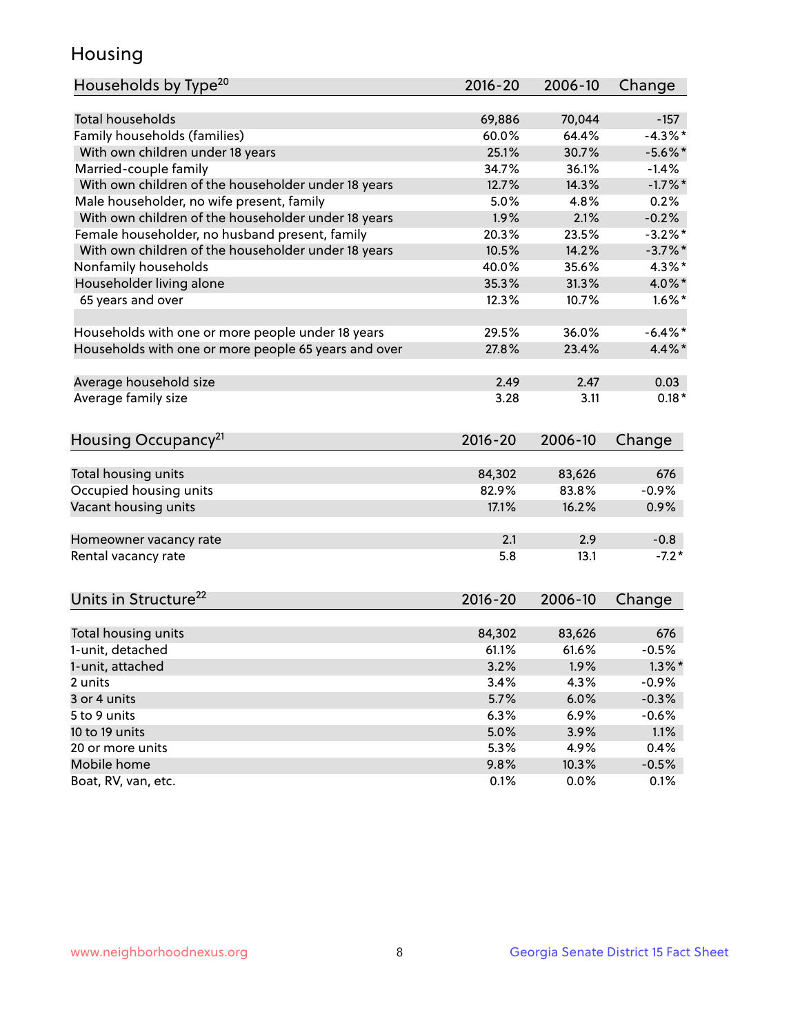## Housing

| Households by Type[20] | 2016-20 | 2006-10 | Change |
|---|---|---|---|
| Total households | 69,886 | 70,044 | -157 |
| Family households (families) | 60.0% | 64.4% | -4.3%* |
| With own children under 18 years | 25.1% | 30.7% | -5.6%* |
| Married-couple family | 34.7% | 36.1% | -1.4% |
| With own children of the householder under 18 years | 12.7% | 14.3% | -1.7%* |
| Male householder, no wife present, family | 5.0% | 4.8% | 0.2% |
| With own children of the householder under 18 years | 1.9% | 2.1% | -0.2% |
| Female householder, no husband present, family | 20.3% | 23.5% | -3.2%* |
| With own children of the householder under 18 years | 10.5% | 14.2% | -3.7%* |
| Nonfamily households | 40.0% | 35.6% | 4.3%* |
| Householder living alone | 35.3% | 31.3% | 4.0%* |
| 65 years and over | 12.3% | 10.7% | 1.6%* |
| Households with one or more people under 18 years | 29.5% | 36.0% | -6.4%* |
| Households with one or more people 65 years and over | 27.8% | 23.4% | 4.4%* |
| Average household size | 2.49 | 2.47 | 0.03 |
| Average family size | 3.28 | 3.11 | 0.18* |

| Housing Occupancy[21] | 2016-20 | 2006-10 | Change |
|---|---|---|---|
| Total housing units | 84,302 | 83,626 | 676 |
| Occupied housing units | 82.9% | 83.8% | -0.9% |
| Vacant housing units | 17.1% | 16.2% | 0.9% |
| Homeowner vacancy rate | 2.1 | 2.9 | -0.8 |
| Rental vacancy rate | 5.8 | 13.1 | -7.2* |

| Units in Structure[22] | 2016-20 | 2006-10 | Change |
|---|---|---|---|
| Total housing units | 84,302 | 83,626 | 676 |
| 1-unit, detached | 61.1% | 61.6% | -0.5% |
| 1-unit, attached | 3.2% | 1.9% | 1.3%* |
| 2 units | 3.4% | 4.3% | -0.9% |
| 3 or 4 units | 5.7% | 6.0% | -0.3% |
| 5 to 9 units | 6.3% | 6.9% | -0.6% |
| 10 to 19 units | 5.0% | 3.9% | 1.1% |
| 20 or more units | 5.3% | 4.9% | 0.4% |
| Mobile home | 9.8% | 10.3% | -0.5% |
| Boat, RV, van, etc. | 0.1% | 0.0% | 0.1% |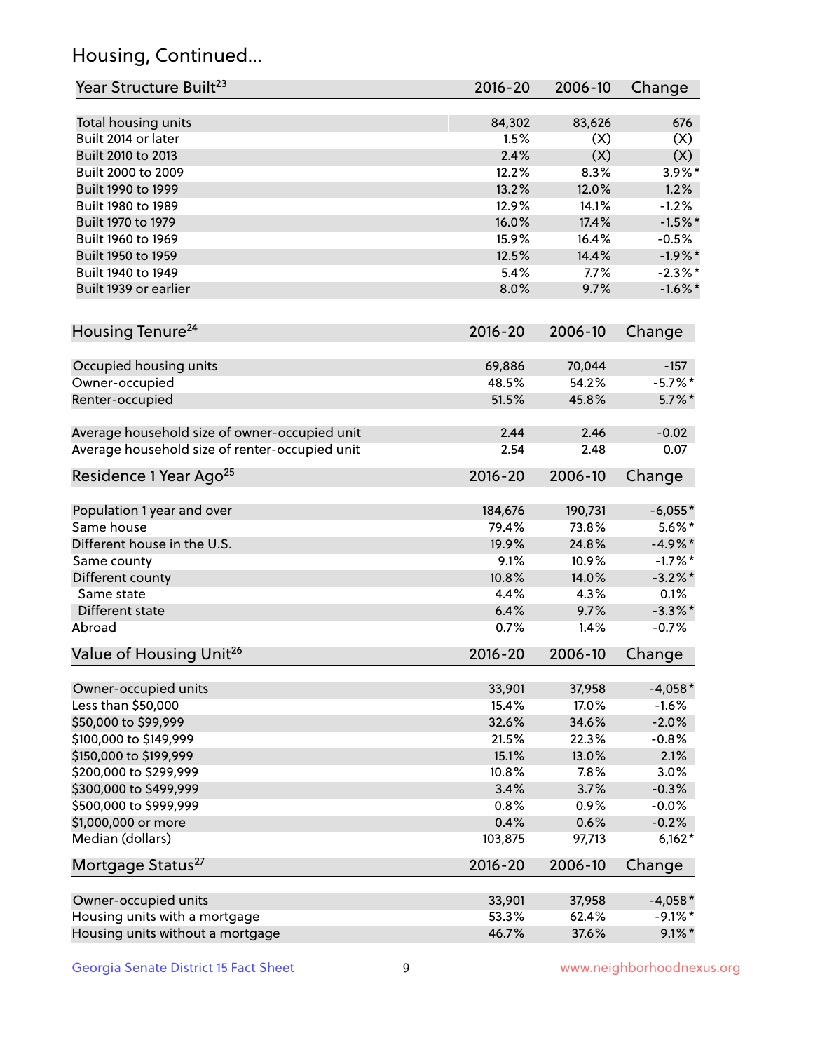## Housing, Continued...

| Year Structure Built[23] | 2016-20 | 2006-10 | Change |
|---|---|---|---|
| Total housing units | 84,302 | 83,626 | 676 |
| Built 2014 or later | 1.5% | (X) | (X) |
| Built 2010 to 2013 | 2.4% | (X) | (X) |
| Built 2000 to 2009 | 12.2% | 8.3% | 3.9%* |
| Built 1990 to 1999 | 13.2% | 12.0% | 1.2% |
| Built 1980 to 1989 | 12.9% | 14.1% | -1.2% |
| Built 1970 to 1979 | 16.0% | 17.4% | -1.5%* |
| Built 1960 to 1969 | 15.9% | 16.4% | -0.5% |
| Built 1950 to 1959 | 12.5% | 14.4% | -1.9%* |
| Built 1940 to 1949 | 5.4% | 7.7% | -2.3%* |
| Built 1939 or earlier | 8.0% | 9.7% | -1.6%* |

| Housing Tenure[24] | 2016-20 | 2006-10 | Change |
|---|---|---|---|
| Occupied housing units | 69,886 | 70,044 | -157 |
| Owner-occupied | 48.5% | 54.2% | -5.7%* |
| Renter-occupied | 51.5% | 45.8% | 5.7%* |
| Average household size of owner-occupied unit | 2.44 | 2.46 | -0.02 |
| Average household size of renter-occupied unit | 2.54 | 2.48 | 0.07 |

| Residence 1 Year Ago[25] | 2016-20 | 2006-10 | Change |
|---|---|---|---|
| Population 1 year and over | 184,676 | 190,731 | -6,055* |
| Same house | 79.4% | 73.8% | 5.6%* |
| Different house in the U.S. | 19.9% | 24.8% | -4.9%* |
| Same county | 9.1% | 10.9% | -1.7%* |
| Different county | 10.8% | 14.0% | -3.2%* |
| Same state | 4.4% | 4.3% | 0.1% |
| Different state | 6.4% | 9.7% | -3.3%* |
| Abroad | 0.7% | 1.4% | -0.7% |

| Value of Housing Unit[26] | 2016-20 | 2006-10 | Change |
|---|---|---|---|
| Owner-occupied units | 33,901 | 37,958 | -4,058* |
| Less than $50,000 | 15.4% | 17.0% | -1.6% |
| $50,000 to $99,999 | 32.6% | 34.6% | -2.0% |
| $100,000 to $149,999 | 21.5% | 22.3% | -0.8% |
| $150,000 to $199,999 | 15.1% | 13.0% | 2.1% |
| $200,000 to $299,999 | 10.8% | 7.8% | 3.0% |
| $300,000 to $499,999 | 3.4% | 3.7% | -0.3% |
| $500,000 to $999,999 | 0.8% | 0.9% | -0.0% |
| $1,000,000 or more | 0.4% | 0.6% | -0.2% |
| Median (dollars) | 103,875 | 97,713 | 6,162* |

| Mortgage Status[27] | 2016-20 | 2006-10 | Change |
|---|---|---|---|
| Owner-occupied units | 33,901 | 37,958 | -4,058* |
| Housing units with a mortgage | 53.3% | 62.4% | -9.1%* |
| Housing units without a mortgage | 46.7% | 37.6% | 9.1%* |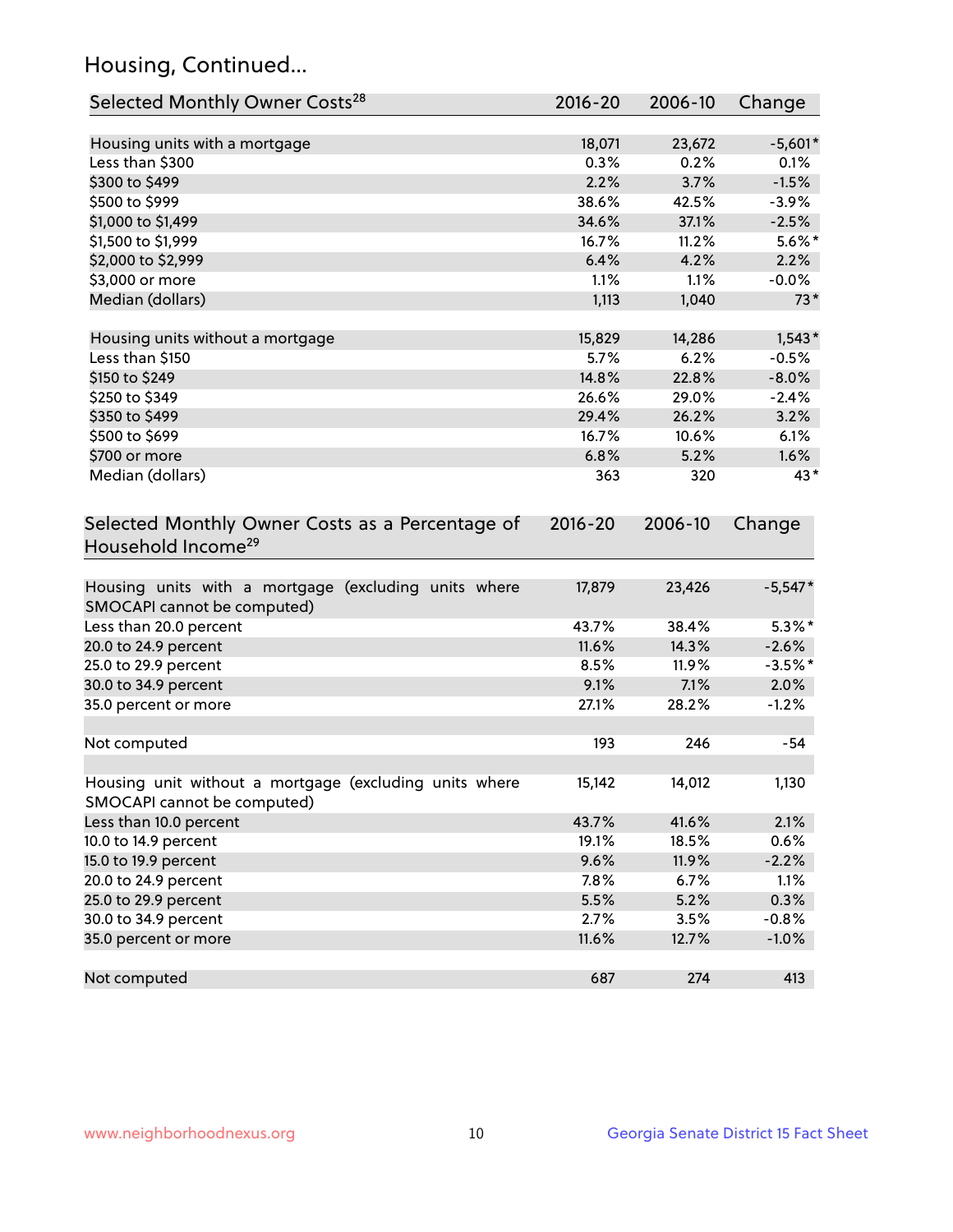## Housing, Continued...

| Selected Monthly Owner Costs[28] | 2016-20 | 2006-10 | Change |
|---|---|---|---|
| Housing units with a mortgage | 18,071 | 23,672 | -5,601* |
| Less than $300 | 0.3% | 0.2% | 0.1% |
| $300 to $499 | 2.2% | 3.7% | -1.5% |
| $500 to $999 | 38.6% | 42.5% | -3.9% |
| $1,000 to $1,499 | 34.6% | 37.1% | -2.5% |
| $1,500 to $1,999 | 16.7% | 11.2% | 5.6%* |
| $2,000 to $2,999 | 6.4% | 4.2% | 2.2% |
| $3,000 or more | 1.1% | 1.1% | -0.0% |
| Median (dollars) | 1,113 | 1,040 | 73* |
| | | | |
| Housing units without a mortgage | 15,829 | 14,286 | 1,543* |
| Less than $150 | 5.7% | 6.2% | -0.5% |
| $150 to $249 | 14.8% | 22.8% | -8.0% |
| $250 to $349 | 26.6% | 29.0% | -2.4% |
| $350 to $499 | 29.4% | 26.2% | 3.2% |
| $500 to $699 | 16.7% | 10.6% | 6.1% |
| $700 or more | 6.8% | 5.2% | 1.6% |
| Median (dollars) | 363 | 320 | 43* |

| Selected Monthly Owner Costs as a Percentage of Household Income[29] | 2016-20 | 2006-10 | Change |
|---|---|---|---|
| Housing units with a mortgage (excluding units where SMOCAPI cannot be computed) | 17,879 | 23,426 | -5,547* |
| Less than 20.0 percent | 43.7% | 38.4% | 5.3%* |
| 20.0 to 24.9 percent | 11.6% | 14.3% | -2.6% |
| 25.0 to 29.9 percent | 8.5% | 11.9% | -3.5%* |
| 30.0 to 34.9 percent | 9.1% | 7.1% | 2.0% |
| 35.0 percent or more | 27.1% | 28.2% | -1.2% |
| | | | |
| Not computed | 193 | 246 | -54 |
| | | | |
| Housing unit without a mortgage (excluding units where SMOCAPI cannot be computed) | 15,142 | 14,012 | 1,130 |
| Less than 10.0 percent | 43.7% | 41.6% | 2.1% |
| 10.0 to 14.9 percent | 19.1% | 18.5% | 0.6% |
| 15.0 to 19.9 percent | 9.6% | 11.9% | -2.2% |
| 20.0 to 24.9 percent | 7.8% | 6.7% | 1.1% |
| 25.0 to 29.9 percent | 5.5% | 5.2% | 0.3% |
| 30.0 to 34.9 percent | 2.7% | 3.5% | -0.8% |
| 35.0 percent or more | 11.6% | 12.7% | -1.0% |
| | | | |
| Not computed | 687 | 274 | 413 |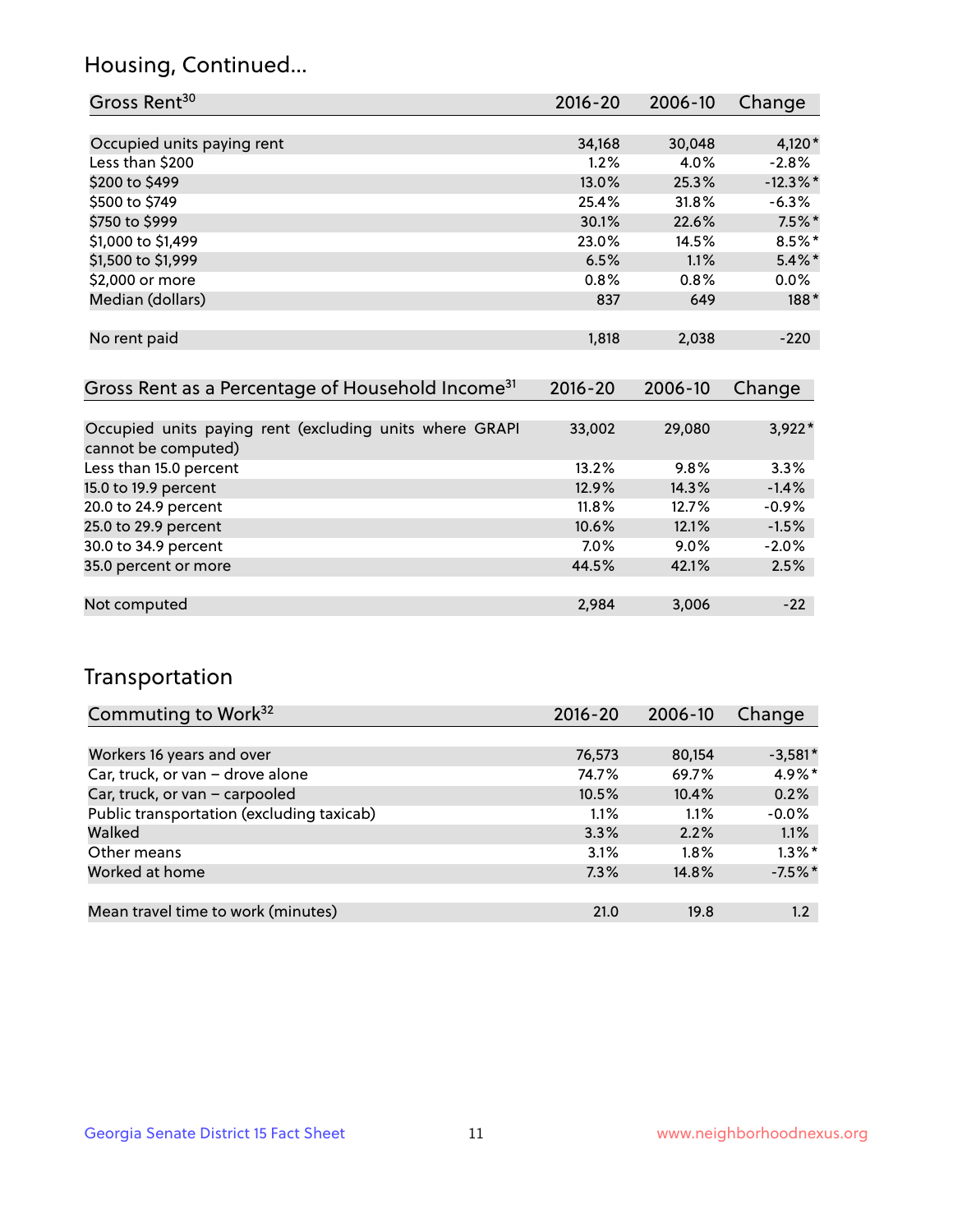## Housing, Continued...

| Gross Rent[30] | 2016-20 | 2006-10 | Change |
|---|---|---|---|
| Occupied units paying rent | 34,168 | 30,048 | 4,120* |
| Less than $200 | 1.2% | 4.0% | -2.8% |
| $200 to $499 | 13.0% | 25.3% | -12.3%* |
| $500 to $749 | 25.4% | 31.8% | -6.3% |
| $750 to $999 | 30.1% | 22.6% | 7.5%* |
| $1,000 to $1,499 | 23.0% | 14.5% | 8.5%* |
| $1,500 to $1,999 | 6.5% | 1.1% | 5.4%* |
| $2,000 or more | 0.8% | 0.8% | 0.0% |
| Median (dollars) | 837 | 649 | 188* |
| No rent paid | 1,818 | 2,038 | -220 |

| Gross Rent as a Percentage of Household Income[31] | 2016-20 | 2006-10 | Change |
|---|---|---|---|
| Occupied units paying rent (excluding units where GRAPI cannot be computed) | 33,002 | 29,080 | 3,922* |
| Less than 15.0 percent | 13.2% | 9.8% | 3.3% |
| 15.0 to 19.9 percent | 12.9% | 14.3% | -1.4% |
| 20.0 to 24.9 percent | 11.8% | 12.7% | -0.9% |
| 25.0 to 29.9 percent | 10.6% | 12.1% | -1.5% |
| 30.0 to 34.9 percent | 7.0% | 9.0% | -2.0% |
| 35.0 percent or more | 44.5% | 42.1% | 2.5% |
| Not computed | 2,984 | 3,006 | -22 |

## Transportation

| Commuting to Work[32] | 2016-20 | 2006-10 | Change |
|---|---|---|---|
| Workers 16 years and over | 76,573 | 80,154 | -3,581* |
| Car, truck, or van – drove alone | 74.7% | 69.7% | 4.9%* |
| Car, truck, or van – carpooled | 10.5% | 10.4% | 0.2% |
| Public transportation (excluding taxicab) | 1.1% | 1.1% | -0.0% |
| Walked | 3.3% | 2.2% | 1.1% |
| Other means | 3.1% | 1.8% | 1.3%* |
| Worked at home | 7.3% | 14.8% | -7.5%* |
| Mean travel time to work (minutes) | 21.0 | 19.8 | 1.2 |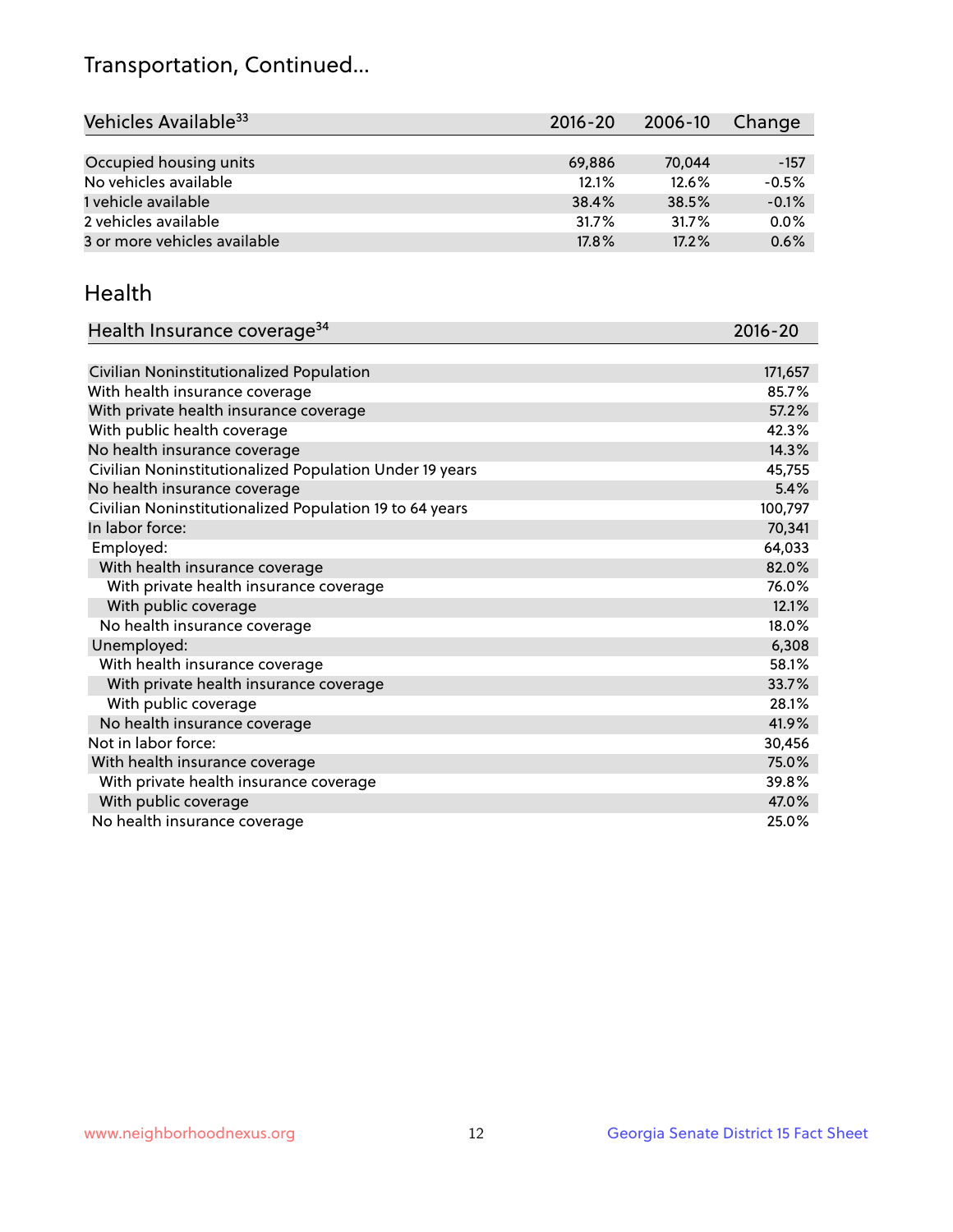# Transportation, Continued...

| Vehicles Available[33] | 2016-20 | 2006-10 | Change |
|---|---|---|---|
| Occupied housing units | 69,886 | 70,044 | -157 |
| No vehicles available | 12.1% | 12.6% | -0.5% |
| 1 vehicle available | 38.4% | 38.5% | -0.1% |
| 2 vehicles available | 31.7% | 31.7% | 0.0% |
| 3 or more vehicles available | 17.8% | 17.2% | 0.6% |

## Health

| Health Insurance coverage[34] | 2016-20 |
|---|---|
| Civilian Noninstitutionalized Population | 171,657 |
| With health insurance coverage | 85.7% |
| With private health insurance coverage | 57.2% |
| With public health coverage | 42.3% |
| No health insurance coverage | 14.3% |
| Civilian Noninstitutionalized Population Under 19 years | 45,755 |
| No health insurance coverage | 5.4% |
| Civilian Noninstitutionalized Population 19 to 64 years | 100,797 |
| In labor force: | 70,341 |
| Employed: | 64,033 |
| With health insurance coverage | 82.0% |
| With private health insurance coverage | 76.0% |
| With public coverage | 12.1% |
| No health insurance coverage | 18.0% |
| Unemployed: | 6,308 |
| With health insurance coverage | 58.1% |
| With private health insurance coverage | 33.7% |
| With public coverage | 28.1% |
| No health insurance coverage | 41.9% |
| Not in labor force: | 30,456 |
| With health insurance coverage | 75.0% |
| With private health insurance coverage | 39.8% |
| With public coverage | 47.0% |
| No health insurance coverage | 25.0% |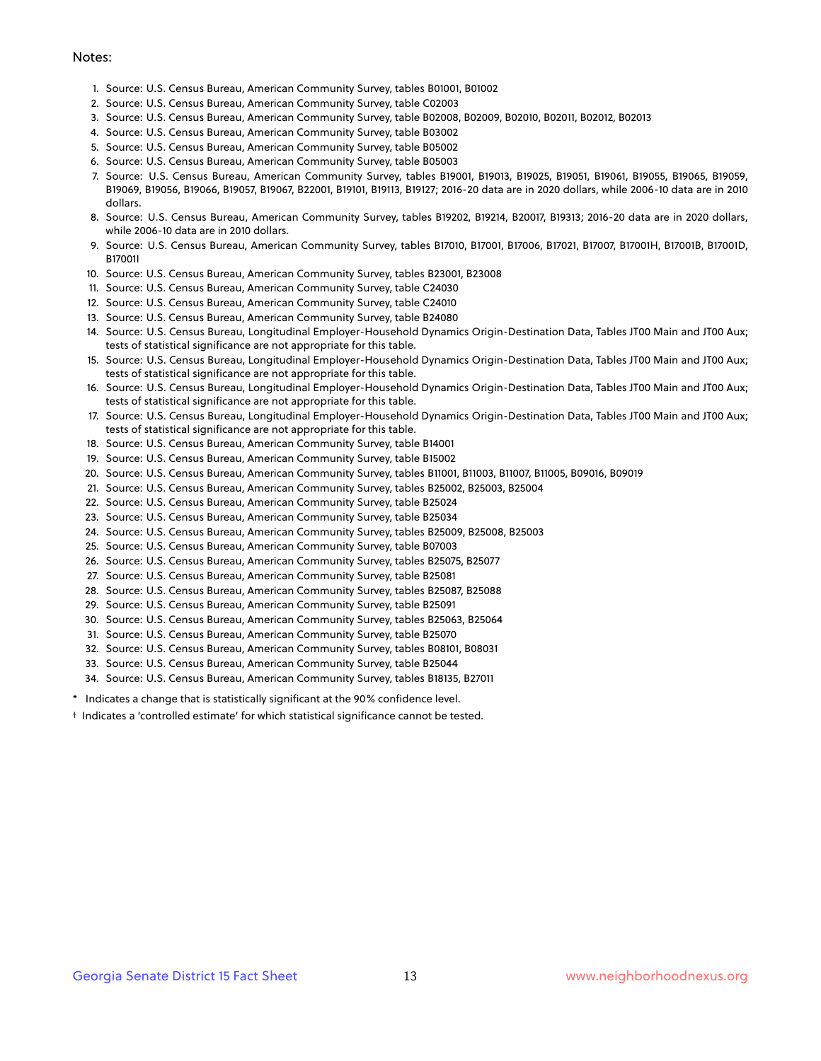Notes:

1. Source: U.S. Census Bureau, American Community Survey, tables B01001, B01002
2. Source: U.S. Census Bureau, American Community Survey, table C02003
3. Source: U.S. Census Bureau, American Community Survey, table B02008, B02009, B02010, B02011, B02012, B02013
4. Source: U.S. Census Bureau, American Community Survey, table B03002
5. Source: U.S. Census Bureau, American Community Survey, table B05002
6. Source: U.S. Census Bureau, American Community Survey, table B05003
7. Source: U.S. Census Bureau, American Community Survey, tables B19001, B19013, B19025, B19051, B19061, B19055, B19065, B19059, B19069, B19056, B19066, B19057, B19067, B22001, B19101, B19113, B19127; 2016-20 data are in 2020 dollars, while 2006-10 data are in 2010 dollars.
8. Source: U.S. Census Bureau, American Community Survey, tables B19202, B19214, B20017, B19313; 2016-20 data are in 2020 dollars, while 2006-10 data are in 2010 dollars.
9. Source: U.S. Census Bureau, American Community Survey, tables B17010, B17001, B17006, B17021, B17007, B17001H, B17001B, B17001D, B17001I
10. Source: U.S. Census Bureau, American Community Survey, tables B23001, B23008
11. Source: U.S. Census Bureau, American Community Survey, table C24030
12. Source: U.S. Census Bureau, American Community Survey, table C24010
13. Source: U.S. Census Bureau, American Community Survey, table B24080
14. Source: U.S. Census Bureau, Longitudinal Employer-Household Dynamics Origin-Destination Data, Tables JT00 Main and JT00 Aux; tests of statistical significance are not appropriate for this table.
15. Source: U.S. Census Bureau, Longitudinal Employer-Household Dynamics Origin-Destination Data, Tables JT00 Main and JT00 Aux; tests of statistical significance are not appropriate for this table.
16. Source: U.S. Census Bureau, Longitudinal Employer-Household Dynamics Origin-Destination Data, Tables JT00 Main and JT00 Aux; tests of statistical significance are not appropriate for this table.
17. Source: U.S. Census Bureau, Longitudinal Employer-Household Dynamics Origin-Destination Data, Tables JT00 Main and JT00 Aux; tests of statistical significance are not appropriate for this table.
18. Source: U.S. Census Bureau, American Community Survey, table B14001
19. Source: U.S. Census Bureau, American Community Survey, table B15002
20. Source: U.S. Census Bureau, American Community Survey, tables B11001, B11003, B11007, B11005, B09016, B09019
21. Source: U.S. Census Bureau, American Community Survey, tables B25002, B25003, B25004
22. Source: U.S. Census Bureau, American Community Survey, table B25024
23. Source: U.S. Census Bureau, American Community Survey, table B25034
24. Source: U.S. Census Bureau, American Community Survey, tables B25009, B25008, B25003
25. Source: U.S. Census Bureau, American Community Survey, table B07003
26. Source: U.S. Census Bureau, American Community Survey, tables B25075, B25077
27. Source: U.S. Census Bureau, American Community Survey, table B25081
28. Source: U.S. Census Bureau, American Community Survey, tables B25087, B25088
29. Source: U.S. Census Bureau, American Community Survey, table B25091
30. Source: U.S. Census Bureau, American Community Survey, tables B25063, B25064
31. Source: U.S. Census Bureau, American Community Survey, table B25070
32. Source: U.S. Census Bureau, American Community Survey, tables B08101, B08031
33. Source: U.S. Census Bureau, American Community Survey, table B25044
34. Source: U.S. Census Bureau, American Community Survey, tables B18135, B27011

\* Indicates a change that is statistically significant at the 90% confidence level.

† Indicates a 'controlled estimate' for which statistical significance cannot be tested.